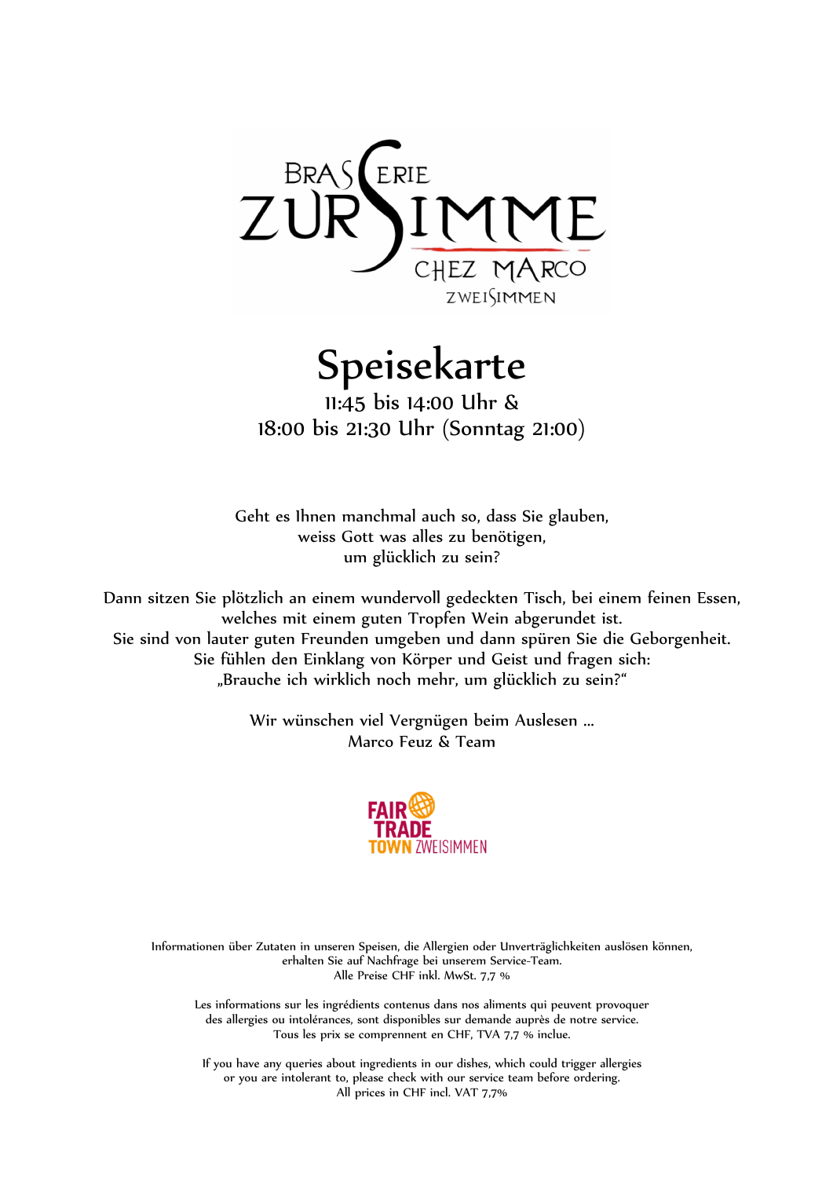BRASSERIE ZUR SIMME
CHEZ MARCO
ZWEISIMMEN

# Speisekarte

11:45 bis 14:00 Uhr &
18:00 bis 21:30 Uhr (Sonntag 21:00)

Geht es Ihnen manchmal auch so, dass Sie glauben,
weiss Gott was alles zu benötigen,
um glücklich zu sein?

Dann sitzen Sie plötzlich an einem wundervoll gedeckten Tisch, bei einem feinen Essen,
welches mit einem guten Tropfen Wein abgerundet ist.
Sie sind von lauter guten Freunden umgeben und dann spüren Sie die Geborgenheit.
Sie fühlen den Einklang von Körper und Geist und fragen sich:
„Brauche ich wirklich noch mehr, um glücklich zu sein?"

Wir wünschen viel Vergnügen beim Auslesen ...
Marco Feuz & Team

FAIR TRADE TOWN ZWEISIMMEN

Informationen über Zutaten in unseren Speisen, die Allergien oder Unverträglichkeiten auslösen können,
erhalten Sie auf Nachfrage bei unserem Service-Team.
Alle Preise CHF inkl. MwSt. 7,7 %

Les informations sur les ingrédients contenus dans nos aliments qui peuvent provoquer
des allergies ou intolérances, sont disponibles sur demande auprès de notre service.
Tous les prix se comprennent en CHF, TVA 7,7 % inclue.

If you have any queries about ingredients in our dishes, which could trigger allergies
or you are intolerant to, please check with our service team before ordering.
All prices in CHF incl. VAT 7,7%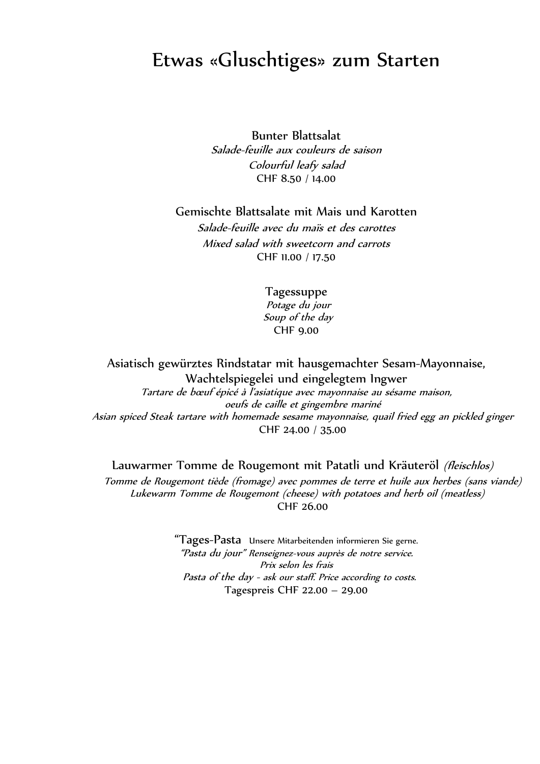# Etwas «Gluschtiges» zum Starten

Bunter Blattsalat
*Salade-feuille aux couleurs de saison*
*Colourful leafy salad*
CHF 8.50 / 14.00

Gemischte Blattsalate mit Mais und Karotten
*Salade-feuille avec du maïs et des carottes*
*Mixed salad with sweetcorn and carrots*
CHF 11.00 / 17.50

Tagessuppe
*Potage du jour*
*Soup of the day*
CHF 9.00

Asiatisch gewürztes Rindstatar mit hausgemachter Sesam-Mayonnaise, Wachtelspiegelei und eingelegtem Ingwer
*Tartare de bœuf épicé à l'asiatique avec mayonnaise au sésame maison, oeufs de caille et gingembre mariné*
*Asian spiced Steak tartare with homemade sesame mayonnaise, quail fried egg an pickled ginger*
CHF 24.00 / 35.00

Lauwarmer Tomme de Rougemont mit Patatli und Kräuteröl *(fleischlos)*
*Tomme de Rougemont tiède (fromage) avec pommes de terre et huile aux herbes (sans viande)*
*Lukewarm Tomme de Rougemont (cheese) with potatoes and herb oil (meatless)*
CHF 26.00

"Tages-Pasta Unsere Mitarbeitenden informieren Sie gerne.
*"Pasta du jour" Renseignez-vous auprès de notre service.*
*Prix selon les frais*
*Pasta of the day - ask our staff. Price according to costs.*
Tagespreis CHF 22.00 – 29.00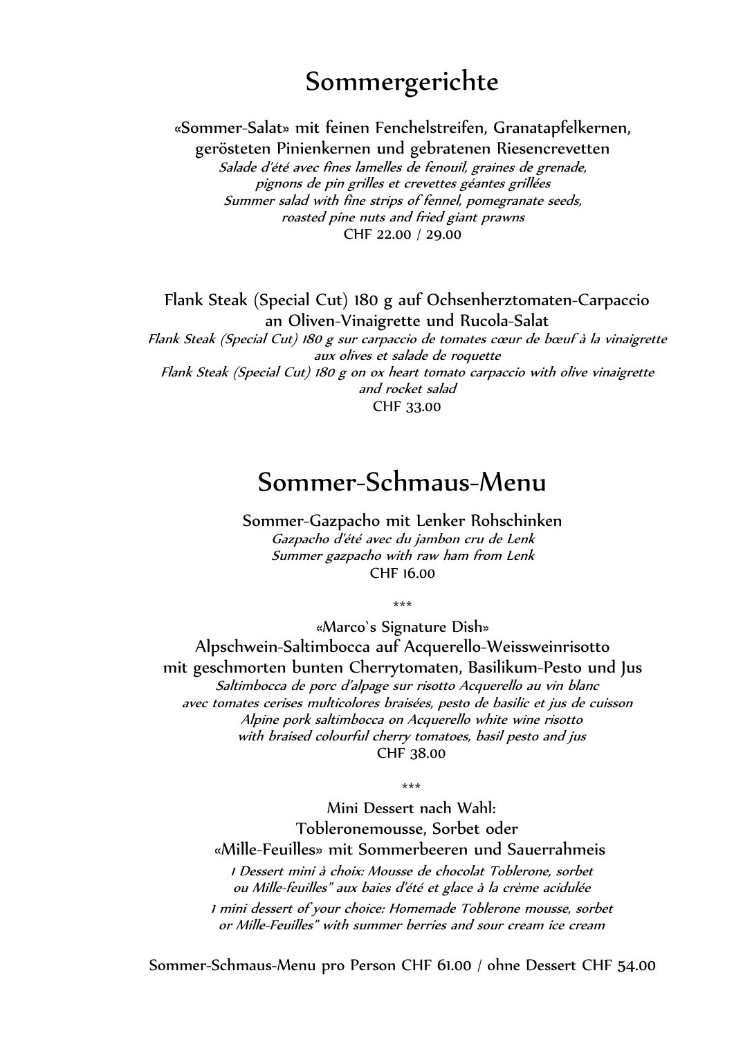# Sommergerichte

«Sommer-Salat» mit feinen Fenchelstreifen, Granatapfelkernen, gerösteten Pinienkernen und gebratenen Riesencrevetten
*Salade d'été avec fines lamelles de fenouil, graines de grenade, pignons de pin grilles et crevettes géantes grillées*
*Summer salad with fine strips of fennel, pomegranate seeds, roasted pine nuts and fried giant prawns*
CHF 22.00 / 29.00

Flank Steak (Special Cut) 180 g auf Ochsenherztomaten-Carpaccio an Oliven-Vinaigrette und Rucola-Salat
*Flank Steak (Special Cut) 180 g sur carpaccio de tomates cœur de bœuf à la vinaigrette aux olives et salade de roquette*
*Flank Steak (Special Cut) 180 g on ox heart tomato carpaccio with olive vinaigrette and rocket salad*
CHF 33.00

# Sommer-Schmaus-Menu

Sommer-Gazpacho mit Lenker Rohschinken
*Gazpacho d'été avec du jambon cru de Lenk*
*Summer gazpacho with raw ham from Lenk*
CHF 16.00

\*\*\*

«Marco`s Signature Dish»
Alpschwein-Saltimbocca auf Acquerello-Weissweinrisotto mit geschmorten bunten Cherrytomaten, Basilikum-Pesto und Jus
*Saltimbocca de porc d'alpage sur risotto Acquerello au vin blanc avec tomates cerises multicolores braisées, pesto de basilic et jus de cuisson*
*Alpine pork saltimbocca on Acquerello white wine risotto with braised colourful cherry tomatoes, basil pesto and jus*
CHF 38.00

\*\*\*

Mini Dessert nach Wahl:
Tobleronemousse, Sorbet oder
«Mille-Feuilles» mit Sommerbeeren und Sauerrahmeis
*1 Dessert mini à choix: Mousse de chocolat Toblerone, sorbet ou Mille-feuilles" aux baies d'été et glace à la crème acidulée*
*1 mini dessert of your choice: Homemade Toblerone mousse, sorbet or Mille-Feuilles" with summer berries and sour cream ice cream*

Sommer-Schmaus-Menu pro Person CHF 61.00 / ohne Dessert CHF 54.00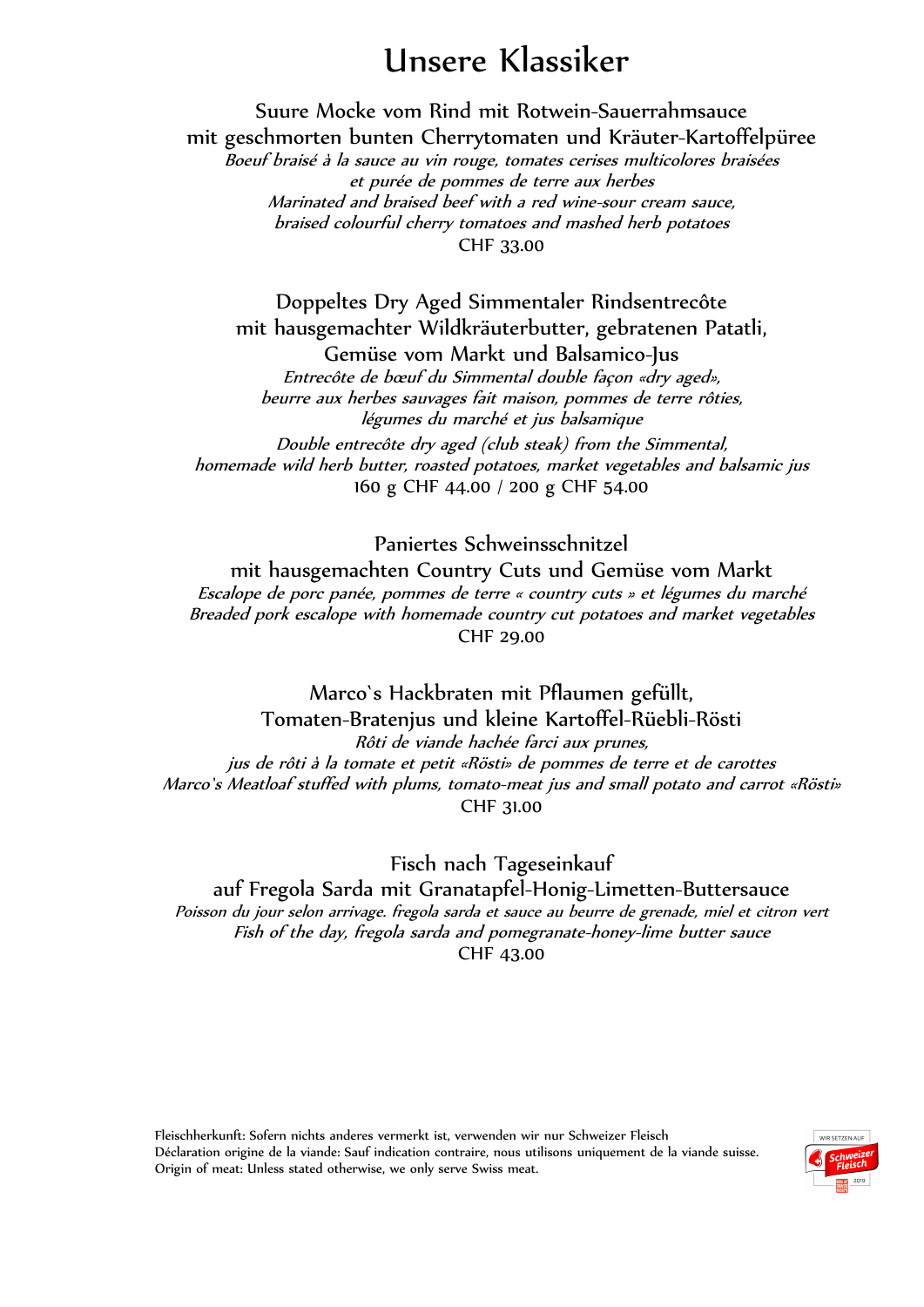# Unsere Klassiker

Suure Mocke vom Rind mit Rotwein-Sauerrahmsauce
mit geschmorten bunten Cherrytomaten und Kräuter-Kartoffelpüree
*Boeuf braisé à la sauce au vin rouge, tomates cerises multicolores braisées*
*et purée de pommes de terre aux herbes*
*Marinated and braised beef with a red wine-sour cream sauce,*
*braised colourful cherry tomatoes and mashed herb potatoes*
CHF 33.00

Doppeltes Dry Aged Simmentaler Rindsentrecôte
mit hausgemachter Wildkräuterbutter, gebratenen Patatli,
Gemüse vom Markt und Balsamico-Jus
*Entrecôte de bœuf du Simmental double façon «dry aged»,*
*beurre aux herbes sauvages fait maison, pommes de terre rôties,*
*légumes du marché et jus balsamique*
*Double entrecôte dry aged (club steak) from the Simmental,*
*homemade wild herb butter, roasted potatoes, market vegetables and balsamic jus*
160 g CHF 44.00 / 200 g CHF 54.00

Paniertes Schweinsschnitzel
mit hausgemachten Country Cuts und Gemüse vom Markt
*Escalope de porc panée, pommes de terre « country cuts » et légumes du marché*
*Breaded pork escalope with homemade country cut potatoes and market vegetables*
CHF 29.00

Marco`s Hackbraten mit Pflaumen gefüllt,
Tomaten-Bratenjus und kleine Kartoffel-Rüebli-Rösti
*Rôti de viande hachée farci aux prunes,*
*jus de rôti à la tomate et petit «Rösti» de pommes de terre et de carottes*
*Marco`s Meatloaf stuffed with plums, tomato-meat jus and small potato and carrot «Rösti»*
CHF 31.00

Fisch nach Tageseinkauf
auf Fregola Sarda mit Granatapfel-Honig-Limetten-Buttersauce
*Poisson du jour selon arrivage. fregola sarda et sauce au beurre de grenade, miel et citron vert*
*Fish of the day, fregola sarda and pomegranate-honey-lime butter sauce*
CHF 43.00

Fleischherkunft: Sofern nichts anderes vermerkt ist, verwenden wir nur Schweizer Fleisch
Déclaration origine de la viande: Sauf indication contraire, nous utilisons uniquement de la viande suisse.
Origin of meat: Unless stated otherwise, we only serve Swiss meat.

WIR SETZEN AUF Schweizer Fleisch 2019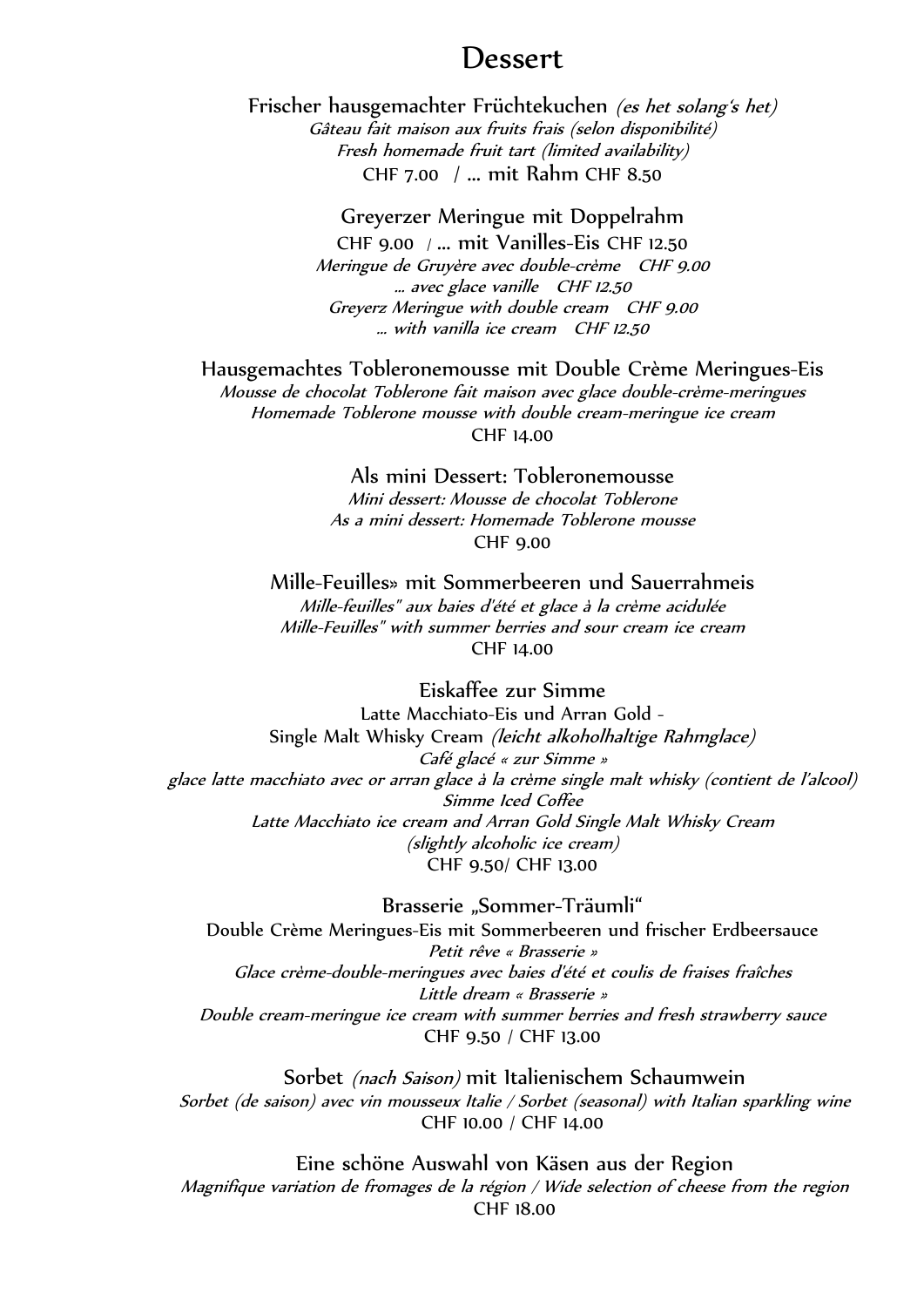# Dessert

Frischer hausgemachter Früchtekuchen *(es het solang's het)*
*Gâteau fait maison aux fruits frais (selon disponibilité)*
*Fresh homemade fruit tart (limited availability)*
CHF 7.00 / … mit Rahm CHF 8.50

Greyerzer Meringue mit Doppelrahm
CHF 9.00 / … mit Vanilles-Eis CHF 12.50
*Meringue de Gruyère avec double-crème CHF 9.00*
*… avec glace vanille CHF 12.50*
*Greyerz Meringue with double cream CHF 9.00*
*… with vanilla ice cream CHF 12.50*

Hausgemachtes Tobleronemousse mit Double Crème Meringues-Eis
*Mousse de chocolat Toblerone fait maison avec glace double-crème-meringues*
*Homemade Toblerone mousse with double cream-meringue ice cream*
CHF 14.00

Als mini Dessert: Tobleronemousse
*Mini dessert: Mousse de chocolat Toblerone*
*As a mini dessert: Homemade Toblerone mousse*
CHF 9.00

Mille-Feuilles» mit Sommerbeeren und Sauerrahmeis
*Mille-feuilles" aux baies d'été et glace à la crème acidulée*
*Mille-Feuilles" with summer berries and sour cream ice cream*
CHF 14.00

Eiskaffee zur Simme
Latte Macchiato-Eis und Arran Gold -
Single Malt Whisky Cream *(leicht alkoholhaltige Rahmglace)*
*Café glacé « zur Simme »*
*glace latte macchiato avec or arran glace à la crème single malt whisky (contient de l'alcool)*
*Simme Iced Coffee*
*Latte Macchiato ice cream and Arran Gold Single Malt Whisky Cream*
*(slightly alcoholic ice cream)*
CHF 9.50/ CHF 13.00

Brasserie „Sommer-Träumli"
Double Crème Meringues-Eis mit Sommerbeeren und frischer Erdbeersauce
*Petit rêve « Brasserie »*
*Glace crème-double-meringues avec baies d'été et coulis de fraises fraîches*
*Little dream « Brasserie »*
*Double cream-meringue ice cream with summer berries and fresh strawberry sauce*
CHF 9.50 / CHF 13.00

Sorbet *(nach Saison)* mit Italienischem Schaumwein
*Sorbet (de saison) avec vin mousseux Italie / Sorbet (seasonal) with Italian sparkling wine*
CHF 10.00 / CHF 14.00

Eine schöne Auswahl von Käsen aus der Region
*Magnifique variation de fromages de la région / Wide selection of cheese from the region*
CHF 18.00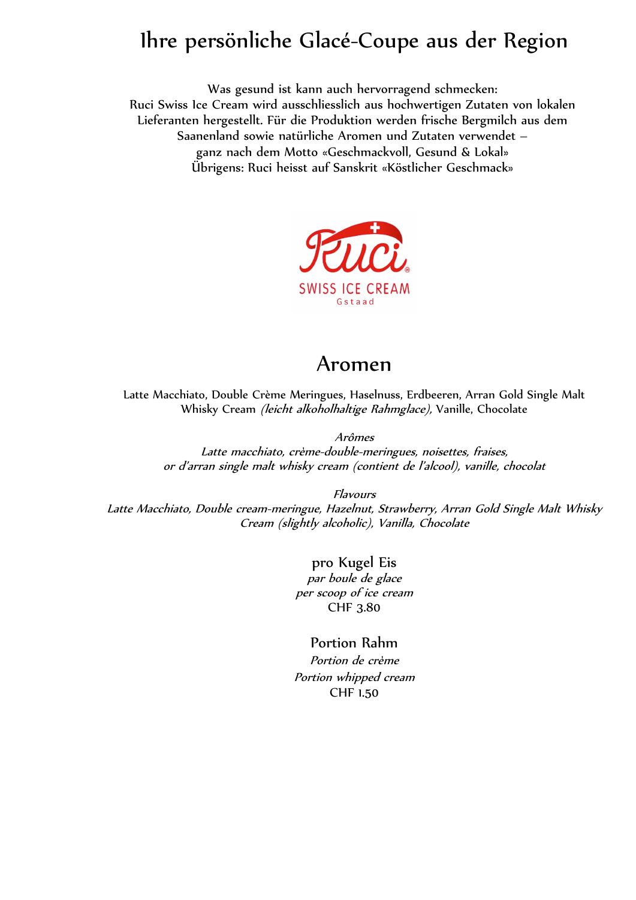# Ihre persönliche Glacé-Coupe aus der Region

Was gesund ist kann auch hervorragend schmecken:
Ruci Swiss Ice Cream wird ausschliesslich aus hochwertigen Zutaten von lokalen Lieferanten hergestellt. Für die Produktion werden frische Bergmilch aus dem Saanenland sowie natürliche Aromen und Zutaten verwendet – ganz nach dem Motto «Geschmackvoll, Gesund & Lokal»
Übrigens: Ruci heisst auf Sanskrit «Köstlicher Geschmack»

Ruci
SWISS ICE CREAM
Gstaad

## Aromen

Latte Macchiato, Double Crème Meringues, Haselnuss, Erdbeeren, Arran Gold Single Malt Whisky Cream *(leicht alkoholhaltige Rahmglace),* Vanille, Chocolate

*Arômes*
*Latte macchiato, crème-double-meringues, noisettes, fraises, or d'arran single malt whisky cream (contient de l'alcool), vanille, chocolat*

*Flavours*
*Latte Macchiato, Double cream-meringue, Hazelnut, Strawberry, Arran Gold Single Malt Whisky Cream (slightly alcoholic), Vanilla, Chocolate*

pro Kugel Eis
*par boule de glace*
*per scoop of ice cream*
CHF 3.80

Portion Rahm
*Portion de crème*
*Portion whipped cream*
CHF 1.50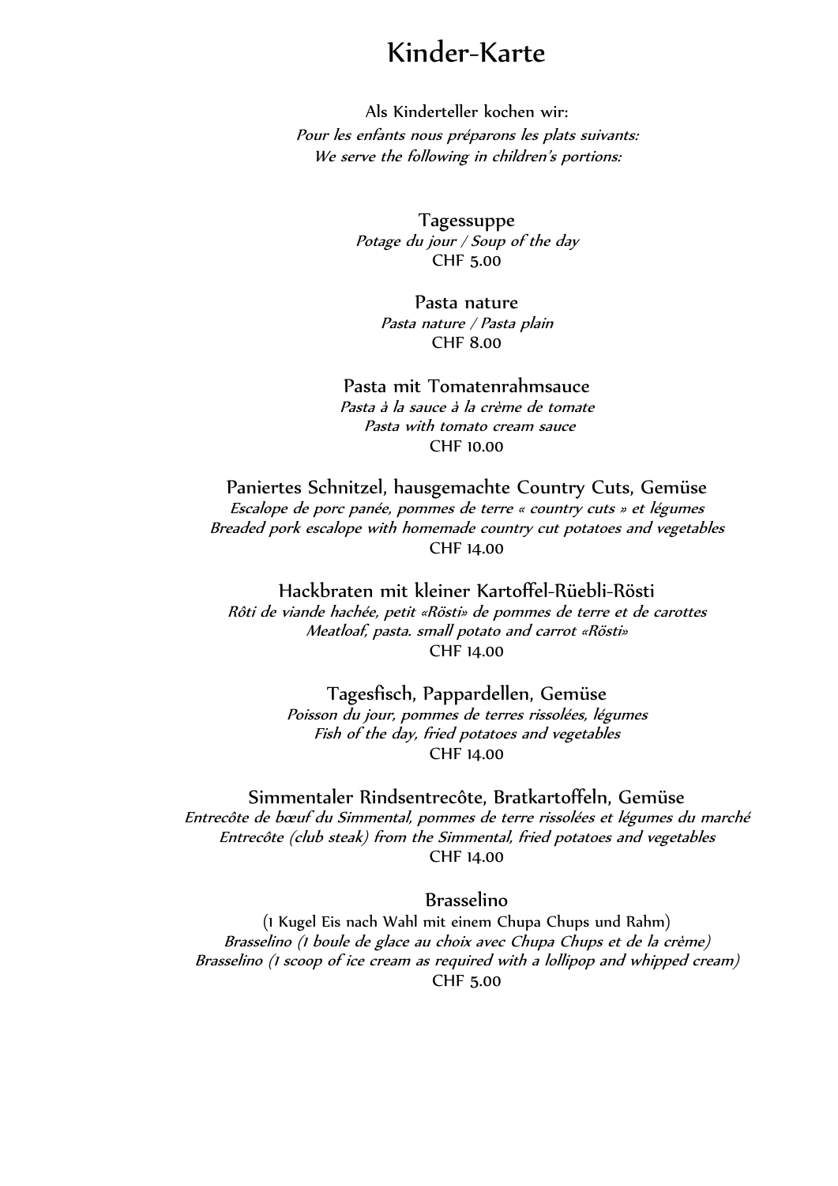# Kinder-Karte

Als Kinderteller kochen wir:
*Pour les enfants nous préparons les plats suivants:*
*We serve the following in children's portions:*

Tagessuppe
*Potage du jour / Soup of the day*
CHF 5.00

Pasta nature
*Pasta nature / Pasta plain*
CHF 8.00

Pasta mit Tomatenrahmsauce
*Pasta à la sauce à la crème de tomate*
*Pasta with tomato cream sauce*
CHF 10.00

Paniertes Schnitzel, hausgemachte Country Cuts, Gemüse
*Escalope de porc panée, pommes de terre « country cuts » et légumes*
*Breaded pork escalope with homemade country cut potatoes and vegetables*
CHF 14.00

Hackbraten mit kleiner Kartoffel-Rüebli-Rösti
*Rôti de viande hachée, petit «Rösti» de pommes de terre et de carottes*
*Meatloaf, pasta. small potato and carrot «Rösti»*
CHF 14.00

Tagesfisch, Pappardellen, Gemüse
*Poisson du jour, pommes de terres rissolées, légumes*
*Fish of the day, fried potatoes and vegetables*
CHF 14.00

Simmentaler Rindsentrecôte, Bratkartoffeln, Gemüse
*Entrecôte de bœuf du Simmental, pommes de terre rissolées et légumes du marché*
*Entrecôte (club steak) from the Simmental, fried potatoes and vegetables*
CHF 14.00

Brasselino
(1 Kugel Eis nach Wahl mit einem Chupa Chups und Rahm)
*Brasselino (1 boule de glace au choix avec Chupa Chups et de la crème)*
*Brasselino (1 scoop of ice cream as required with a lollipop and whipped cream)*
CHF 5.00